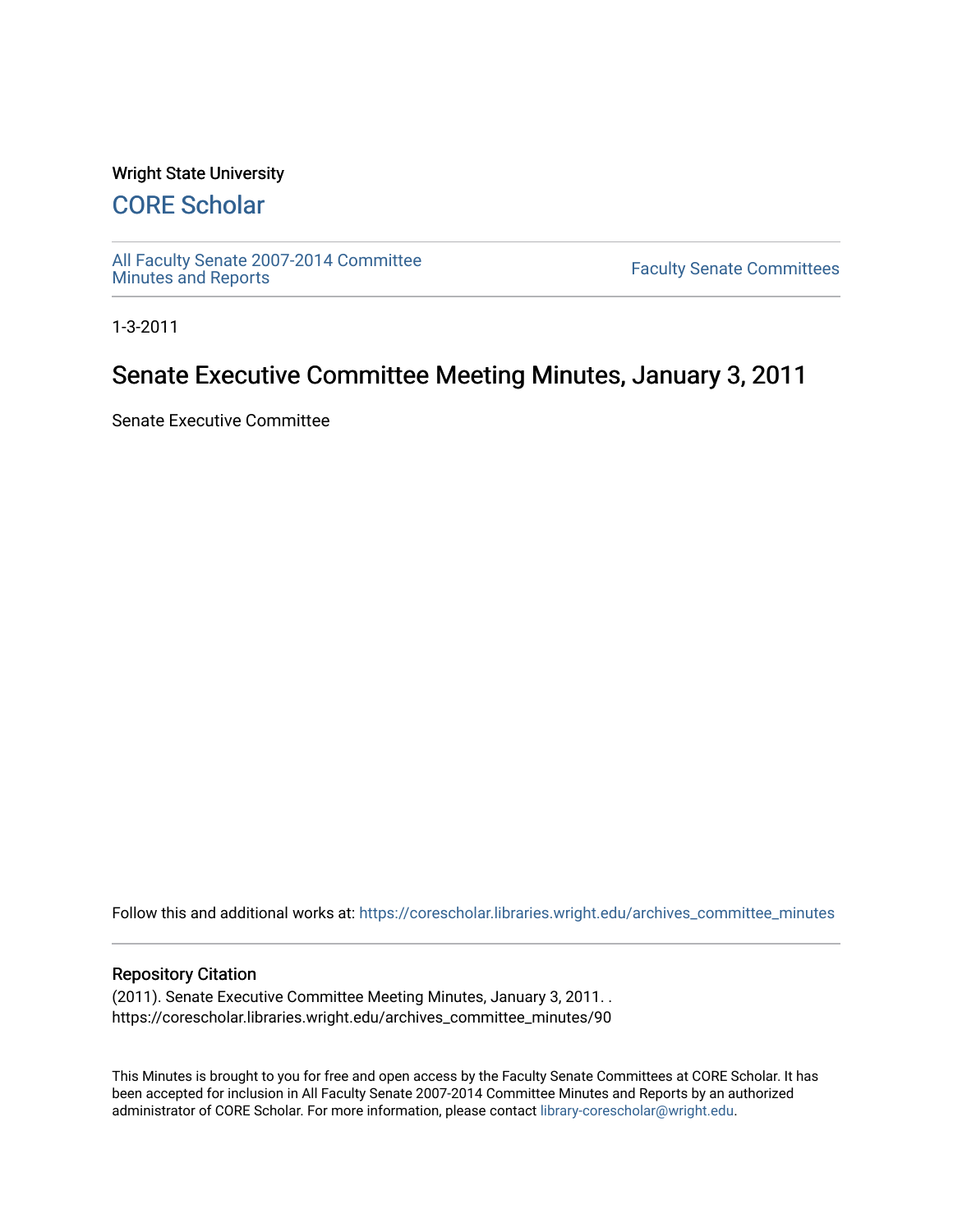Wright State University

## CORE Scholar

All Faculty Senate 2007-2014 Committee Minutes and Reports

Faculty Senate Committees

1-3-2011

# Senate Executive Committee Meeting Minutes, January 3, 2011

Senate Executive Committee

Follow this and additional works at: https://corescholar.libraries.wright.edu/archives_committee_minutes

### Repository Citation

(2011). Senate Executive Committee Meeting Minutes, January 3, 2011. .
https://corescholar.libraries.wright.edu/archives_committee_minutes/90

This Minutes is brought to you for free and open access by the Faculty Senate Committees at CORE Scholar. It has been accepted for inclusion in All Faculty Senate 2007-2014 Committee Minutes and Reports by an authorized administrator of CORE Scholar. For more information, please contact library-corescholar@wright.edu.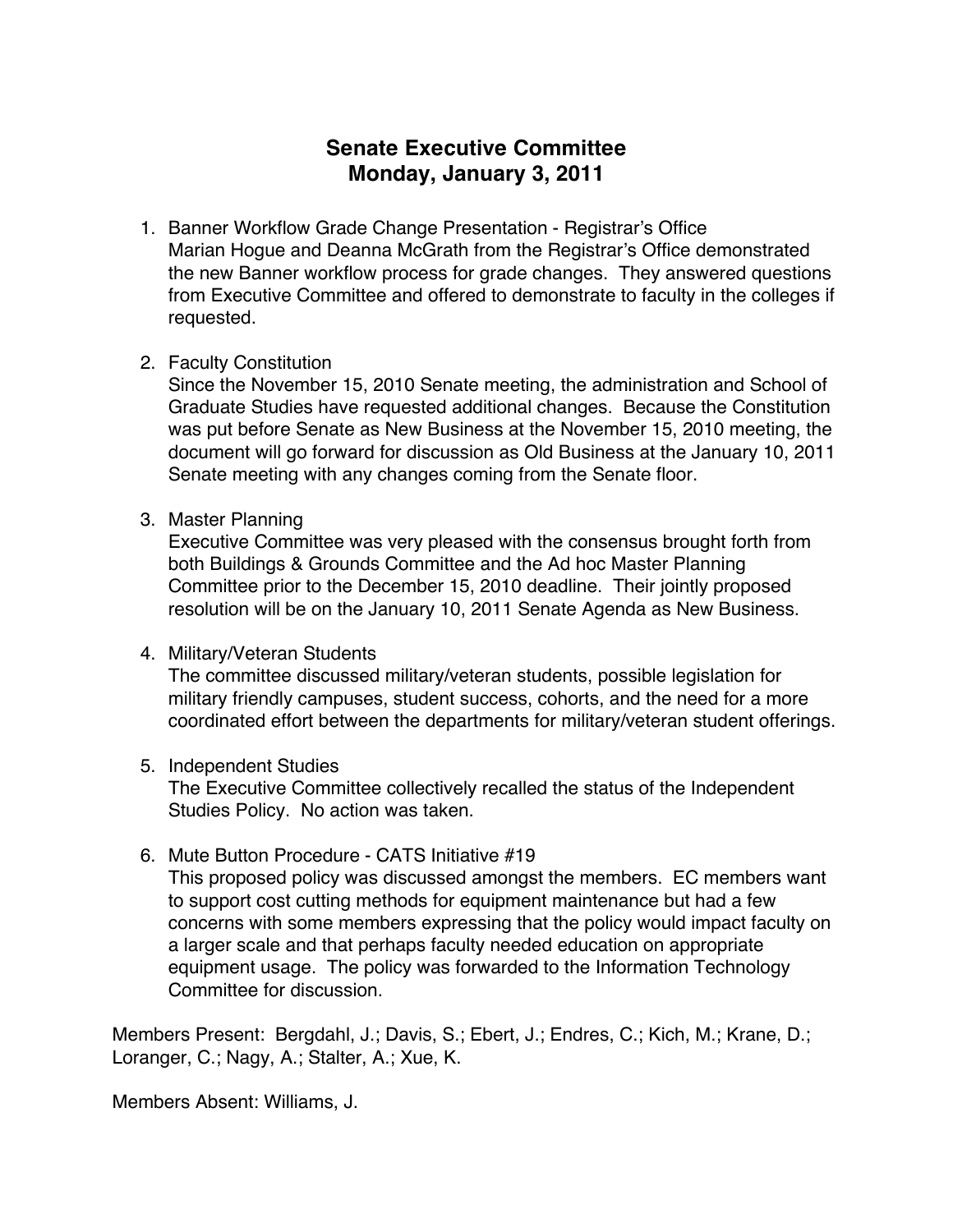# Senate Executive Committee
# Monday, January 3, 2011

1. Banner Workflow Grade Change Presentation - Registrar's Office
   Marian Hogue and Deanna McGrath from the Registrar's Office demonstrated the new Banner workflow process for grade changes. They answered questions from Executive Committee and offered to demonstrate to faculty in the colleges if requested.

2. Faculty Constitution
   Since the November 15, 2010 Senate meeting, the administration and School of Graduate Studies have requested additional changes. Because the Constitution was put before Senate as New Business at the November 15, 2010 meeting, the document will go forward for discussion as Old Business at the January 10, 2011 Senate meeting with any changes coming from the Senate floor.

3. Master Planning
   Executive Committee was very pleased with the consensus brought forth from both Buildings & Grounds Committee and the Ad hoc Master Planning Committee prior to the December 15, 2010 deadline. Their jointly proposed resolution will be on the January 10, 2011 Senate Agenda as New Business.

4. Military/Veteran Students
   The committee discussed military/veteran students, possible legislation for military friendly campuses, student success, cohorts, and the need for a more coordinated effort between the departments for military/veteran student offerings.

5. Independent Studies
   The Executive Committee collectively recalled the status of the Independent Studies Policy. No action was taken.

6. Mute Button Procedure - CATS Initiative #19
   This proposed policy was discussed amongst the members. EC members want to support cost cutting methods for equipment maintenance but had a few concerns with some members expressing that the policy would impact faculty on a larger scale and that perhaps faculty needed education on appropriate equipment usage. The policy was forwarded to the Information Technology Committee for discussion.

Members Present: Bergdahl, J.; Davis, S.; Ebert, J.; Endres, C.; Kich, M.; Krane, D.; Loranger, C.; Nagy, A.; Stalter, A.; Xue, K.

Members Absent: Williams, J.